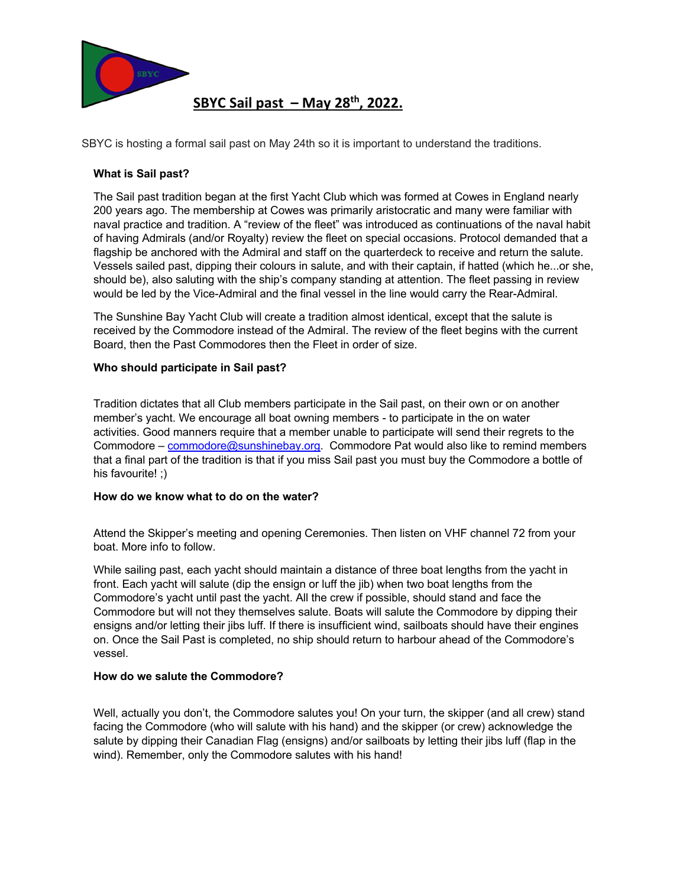# SBYC Sail past – May 28th, 2022.

SBYC is hosting a formal sail past on May 24th so it is important to understand the traditions.

**What is Sail past?**

The Sail past tradition began at the first Yacht Club which was formed at Cowes in England nearly 200 years ago. The membership at Cowes was primarily aristocratic and many were familiar with naval practice and tradition. A "review of the fleet" was introduced as continuations of the naval habit of having Admirals (and/or Royalty) review the fleet on special occasions. Protocol demanded that a flagship be anchored with the Admiral and staff on the quarterdeck to receive and return the salute. Vessels sailed past, dipping their colours in salute, and with their captain, if hatted (which he...or she, should be), also saluting with the ship's company standing at attention. The fleet passing in review would be led by the Vice-Admiral and the final vessel in the line would carry the Rear-Admiral.

The Sunshine Bay Yacht Club will create a tradition almost identical, except that the salute is received by the Commodore instead of the Admiral. The review of the fleet begins with the current Board, then the Past Commodores then the Fleet in order of size.

**Who should participate in Sail past?**

Tradition dictates that all Club members participate in the Sail past, on their own or on another member's yacht. We encourage all boat owning members - to participate in the on water activities. Good manners require that a member unable to participate will send their regrets to the Commodore – commodore@sunshinebay.org. Commodore Pat would also like to remind members that a final part of the tradition is that if you miss Sail past you must buy the Commodore a bottle of his favourite! ;)

**How do we know what to do on the water?**

Attend the Skipper's meeting and opening Ceremonies. Then listen on VHF channel 72 from your boat. More info to follow.

While sailing past, each yacht should maintain a distance of three boat lengths from the yacht in front. Each yacht will salute (dip the ensign or luff the jib) when two boat lengths from the Commodore's yacht until past the yacht. All the crew if possible, should stand and face the Commodore but will not they themselves salute. Boats will salute the Commodore by dipping their ensigns and/or letting their jibs luff. If there is insufficient wind, sailboats should have their engines on. Once the Sail Past is completed, no ship should return to harbour ahead of the Commodore's vessel.

**How do we salute the Commodore?**

Well, actually you don't, the Commodore salutes you! On your turn, the skipper (and all crew) stand facing the Commodore (who will salute with his hand) and the skipper (or crew) acknowledge the salute by dipping their Canadian Flag (ensigns) and/or sailboats by letting their jibs luff (flap in the wind). Remember, only the Commodore salutes with his hand!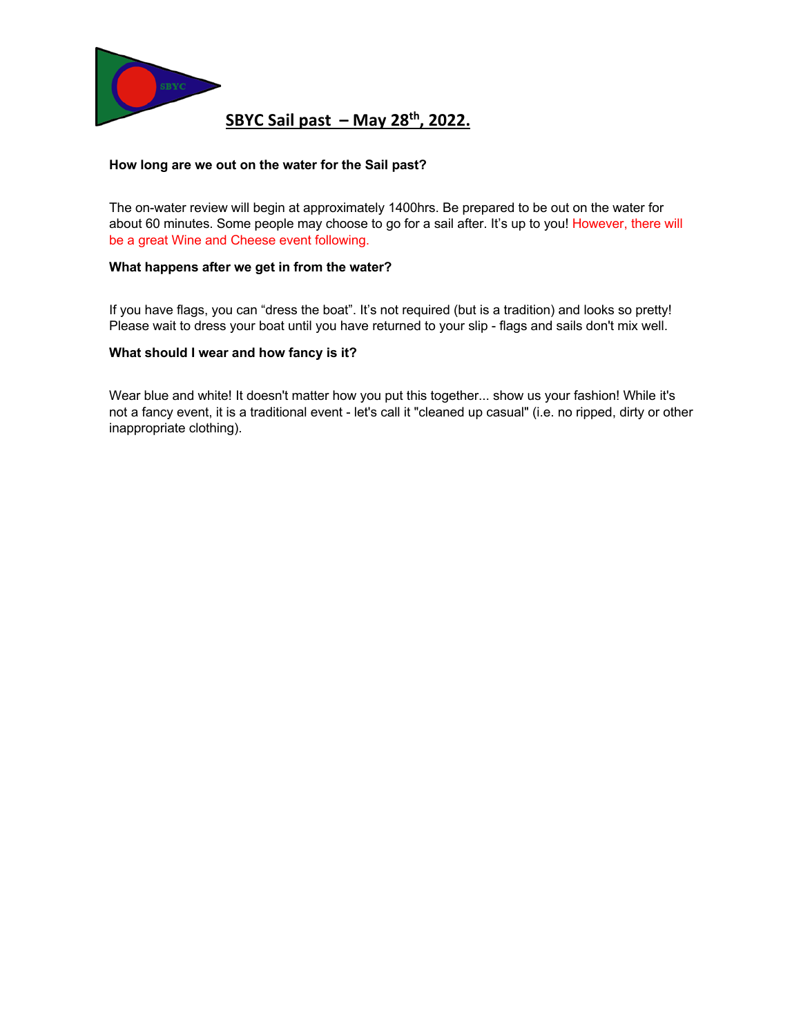# SBYC Sail past – May 28th, 2022.

**How long are we out on the water for the Sail past?**

The on-water review will begin at approximately 1400hrs. Be prepared to be out on the water for about 60 minutes. Some people may choose to go for a sail after. It's up to you! However, there will be a great Wine and Cheese event following.

**What happens after we get in from the water?**

If you have flags, you can "dress the boat". It's not required (but is a tradition) and looks so pretty! Please wait to dress your boat until you have returned to your slip - flags and sails don't mix well.

**What should I wear and how fancy is it?**

Wear blue and white! It doesn't matter how you put this together... show us your fashion! While it's not a fancy event, it is a traditional event - let's call it "cleaned up casual" (i.e. no ripped, dirty or other inappropriate clothing).